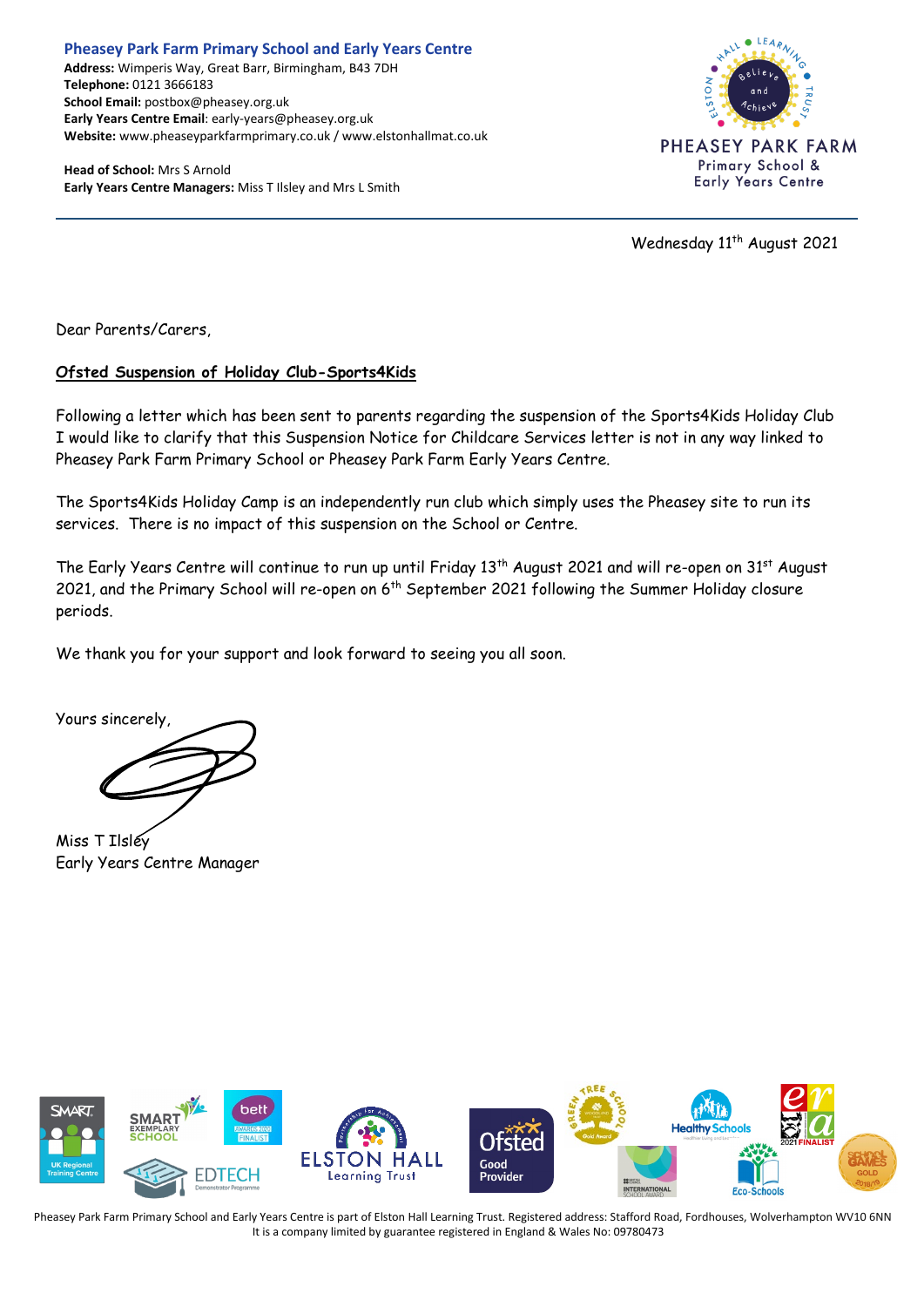**Pheasey Park Farm Primary School and Early Years Centre**
**Address:** Wimperis Way, Great Barr, Birmingham, B43 7DH
**Telephone:** 0121 3666183
**School Email:** postbox@pheasey.org.uk
**Early Years Centre Email**: early-years@pheasey.org.uk
**Website:** www.pheaseyparkfarmprimary.co.uk / www.elstonhallmat.co.uk

**Head of School:** Mrs S Arnold
**Early Years Centre Managers:** Miss T Ilsley and Mrs L Smith

PHEASEY PARK FARM
Primary School &
Early Years Centre

Wednesday 11th August 2021

Dear Parents/Carers,

**Ofsted Suspension of Holiday Club-Sports4Kids**

Following a letter which has been sent to parents regarding the suspension of the Sports4Kids Holiday Club I would like to clarify that this Suspension Notice for Childcare Services letter is not in any way linked to Pheasey Park Farm Primary School or Pheasey Park Farm Early Years Centre.

The Sports4Kids Holiday Camp is an independently run club which simply uses the Pheasey site to run its services. There is no impact of this suspension on the School or Centre.

The Early Years Centre will continue to run up until Friday 13th August 2021 and will re-open on 31st August 2021, and the Primary School will re-open on 6th September 2021 following the Summer Holiday closure periods.

We thank you for your support and look forward to seeing you all soon.

Yours sincerely,

Miss T Ilsley
Early Years Centre Manager

Pheasey Park Farm Primary School and Early Years Centre is part of Elston Hall Learning Trust. Registered address: Stafford Road, Fordhouses, Wolverhampton WV10 6NN
It is a company limited by guarantee registered in England & Wales No: 09780473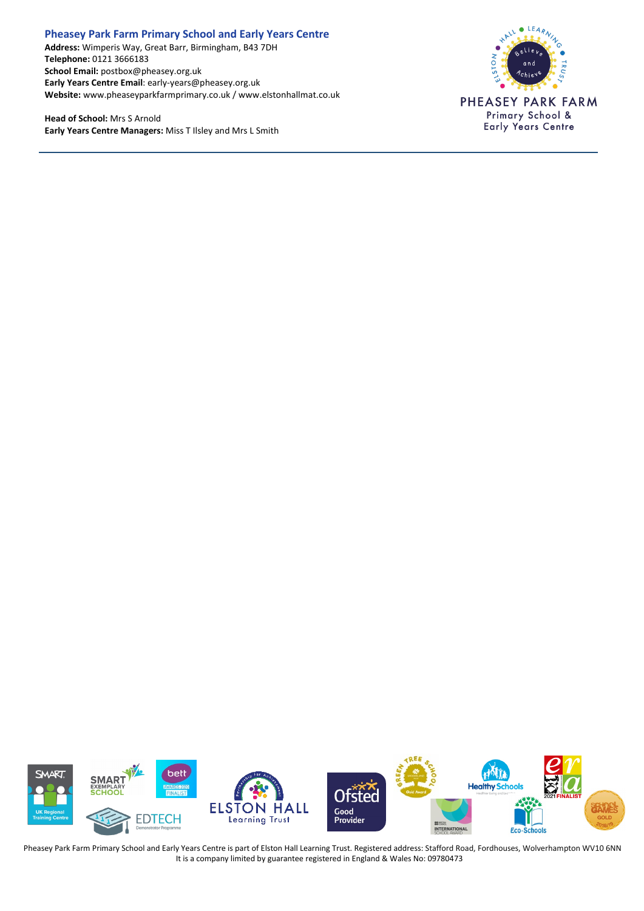**Pheasey Park Farm Primary School and Early Years Centre**

**Address:** Wimperis Way, Great Barr, Birmingham, B43 7DH
**Telephone:** 0121 3666183
**School Email:** postbox@pheasey.org.uk
**Early Years Centre Email**: early-years@pheasey.org.uk
**Website:** www.pheaseyparkfarmprimary.co.uk / www.elstonhallmat.co.uk

**Head of School:** Mrs S Arnold
**Early Years Centre Managers:** Miss T Ilsley and Mrs L Smith

Pheasey Park Farm Primary School and Early Years Centre is part of Elston Hall Learning Trust. Registered address: Stafford Road, Fordhouses, Wolverhampton WV10 6NN
It is a company limited by guarantee registered in England & Wales No: 09780473